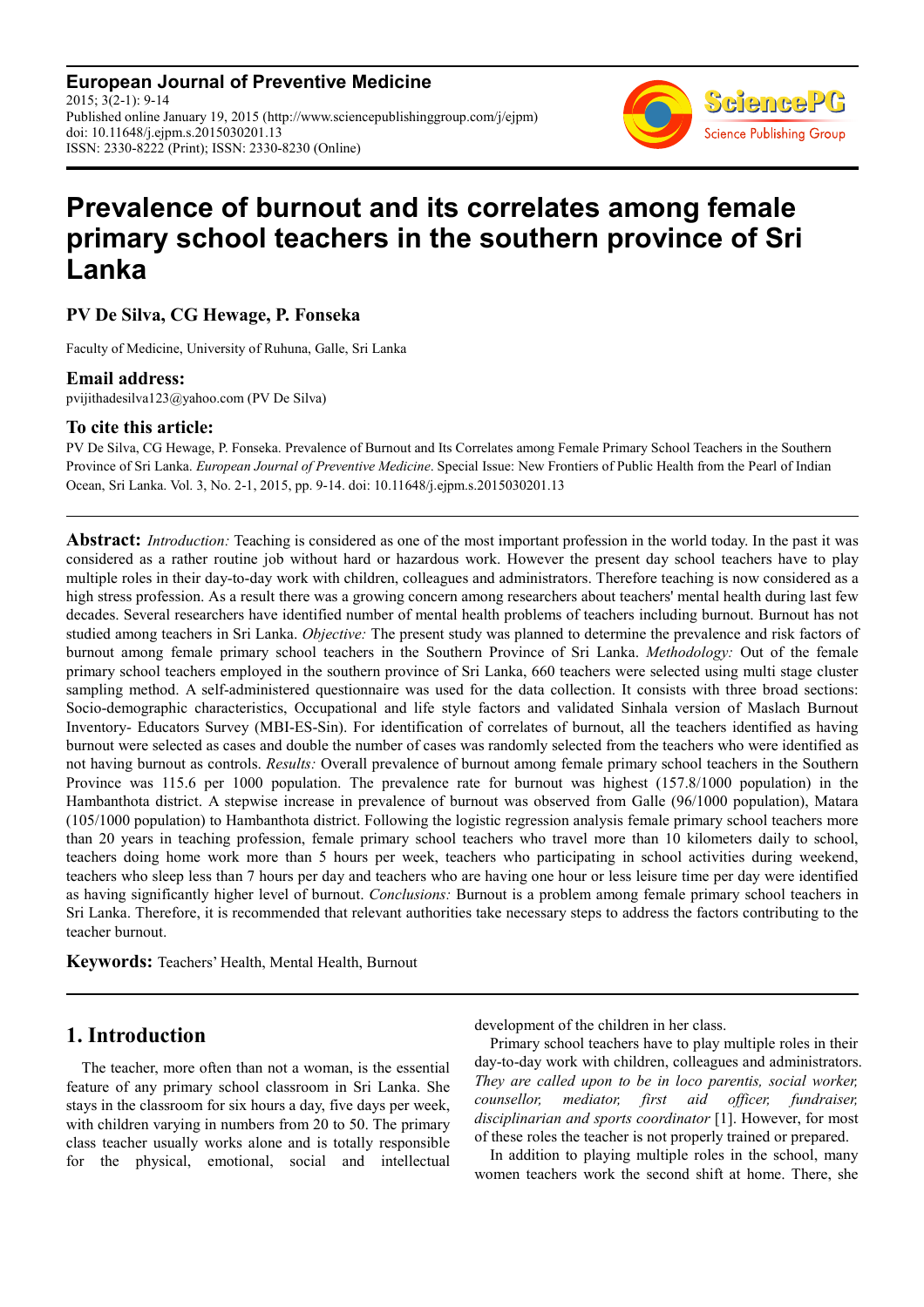**European Journal of Preventive Medicine**
2015; 3(2-1): 9-14
Published online January 19, 2015 (http://www.sciencepublishinggroup.com/j/ejpm)
doi: 10.11648/j.ejpm.s.2015030201.13
ISSN: 2330-8222 (Print); ISSN: 2330-8230 (Online)

# Prevalence of burnout and its correlates among female primary school teachers in the southern province of Sri Lanka

**PV De Silva, CG Hewage, P. Fonseka**

Faculty of Medicine, University of Ruhuna, Galle, Sri Lanka

### Email address:

pvijithadesilva123@yahoo.com (PV De Silva)

### To cite this article:

PV De Silva, CG Hewage, P. Fonseka. Prevalence of Burnout and Its Correlates among Female Primary School Teachers in the Southern Province of Sri Lanka. *European Journal of Preventive Medicine*. Special Issue: New Frontiers of Public Health from the Pearl of Indian Ocean, Sri Lanka. Vol. 3, No. 2-1, 2015, pp. 9-14. doi: 10.11648/j.ejpm.s.2015030201.13

---

**Abstract:** *Introduction:* Teaching is considered as one of the most important profession in the world today. In the past it was considered as a rather routine job without hard or hazardous work. However the present day school teachers have to play multiple roles in their day-to-day work with children, colleagues and administrators. Therefore teaching is now considered as a high stress profession. As a result there was a growing concern among researchers about teachers' mental health during last few decades. Several researchers have identified number of mental health problems of teachers including burnout. Burnout has not studied among teachers in Sri Lanka. *Objective:* The present study was planned to determine the prevalence and risk factors of burnout among female primary school teachers in the Southern Province of Sri Lanka. *Methodology:* Out of the female primary school teachers employed in the southern province of Sri Lanka, 660 teachers were selected using multi stage cluster sampling method. A self-administered questionnaire was used for the data collection. It consists with three broad sections: Socio-demographic characteristics, Occupational and life style factors and validated Sinhala version of Maslach Burnout Inventory- Educators Survey (MBI-ES-Sin). For identification of correlates of burnout, all the teachers identified as having burnout were selected as cases and double the number of cases was randomly selected from the teachers who were identified as not having burnout as controls. *Results:* Overall prevalence of burnout among female primary school teachers in the Southern Province was 115.6 per 1000 population. The prevalence rate for burnout was highest (157.8/1000 population) in the Hambanthota district. A stepwise increase in prevalence of burnout was observed from Galle (96/1000 population), Matara (105/1000 population) to Hambanthota district. Following the logistic regression analysis female primary school teachers more than 20 years in teaching profession, female primary school teachers who travel more than 10 kilometers daily to school, teachers doing home work more than 5 hours per week, teachers who participating in school activities during weekend, teachers who sleep less than 7 hours per day and teachers who are having one hour or less leisure time per day were identified as having significantly higher level of burnout. *Conclusions:* Burnout is a problem among female primary school teachers in Sri Lanka. Therefore, it is recommended that relevant authorities take necessary steps to address the factors contributing to the teacher burnout.

**Keywords:** Teachers' Health, Mental Health, Burnout

---

## 1. Introduction

The teacher, more often than not a woman, is the essential feature of any primary school classroom in Sri Lanka. She stays in the classroom for six hours a day, five days per week, with children varying in numbers from 20 to 50. The primary class teacher usually works alone and is totally responsible for the physical, emotional, social and intellectual development of the children in her class.

Primary school teachers have to play multiple roles in their day-to-day work with children, colleagues and administrators. *They are called upon to be in loco parentis, social worker, counsellor, mediator, first aid officer, fundraiser, disciplinarian and sports coordinator* [1]. However, for most of these roles the teacher is not properly trained or prepared.

In addition to playing multiple roles in the school, many women teachers work the second shift at home. There, she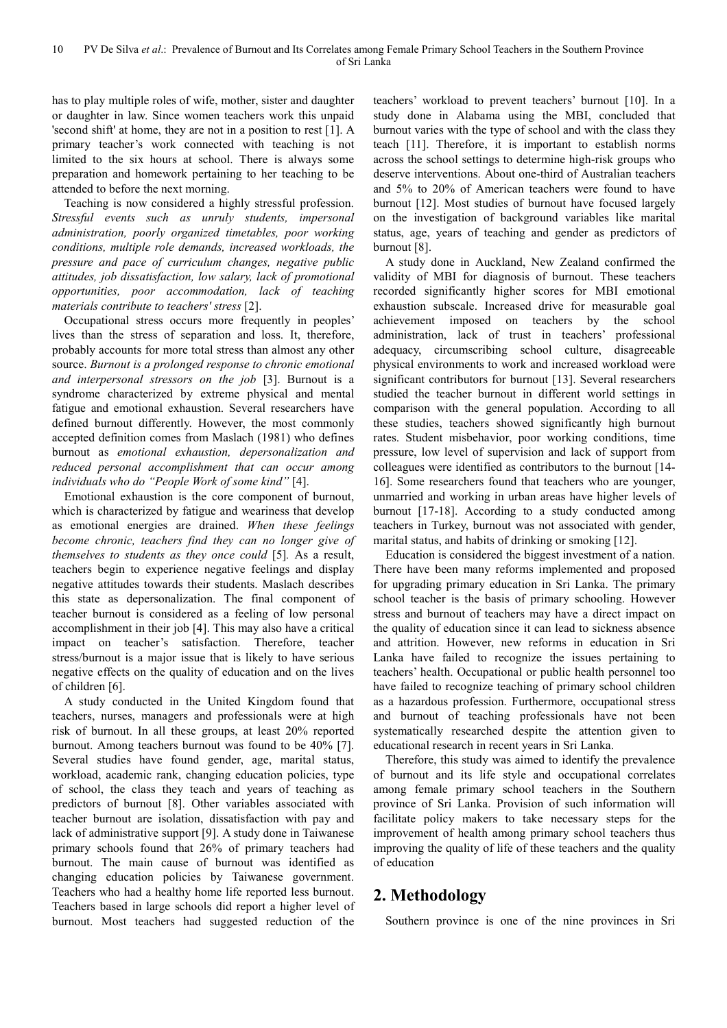has to play multiple roles of wife, mother, sister and daughter or daughter in law. Since women teachers work this unpaid 'second shift' at home, they are not in a position to rest [1]. A primary teacher's work connected with teaching is not limited to the six hours at school. There is always some preparation and homework pertaining to her teaching to be attended to before the next morning.

Teaching is now considered a highly stressful profession. *Stressful events such as unruly students, impersonal administration, poorly organized timetables, poor working conditions, multiple role demands, increased workloads, the pressure and pace of curriculum changes, negative public attitudes, job dissatisfaction, low salary, lack of promotional opportunities, poor accommodation, lack of teaching materials contribute to teachers' stress* [2].

Occupational stress occurs more frequently in peoples' lives than the stress of separation and loss. It, therefore, probably accounts for more total stress than almost any other source. *Burnout is a prolonged response to chronic emotional and interpersonal stressors on the job* [3]. Burnout is a syndrome characterized by extreme physical and mental fatigue and emotional exhaustion. Several researchers have defined burnout differently. However, the most commonly accepted definition comes from Maslach (1981) who defines burnout as *emotional exhaustion, depersonalization and reduced personal accomplishment that can occur among individuals who do "People Work of some kind"* [4].

Emotional exhaustion is the core component of burnout, which is characterized by fatigue and weariness that develop as emotional energies are drained. *When these feelings become chronic, teachers find they can no longer give of themselves to students as they once could* [5]. As a result, teachers begin to experience negative feelings and display negative attitudes towards their students. Maslach describes this state as depersonalization. The final component of teacher burnout is considered as a feeling of low personal accomplishment in their job [4]. This may also have a critical impact on teacher's satisfaction. Therefore, teacher stress/burnout is a major issue that is likely to have serious negative effects on the quality of education and on the lives of children [6].

A study conducted in the United Kingdom found that teachers, nurses, managers and professionals were at high risk of burnout. In all these groups, at least 20% reported burnout. Among teachers burnout was found to be 40% [7]. Several studies have found gender, age, marital status, workload, academic rank, changing education policies, type of school, the class they teach and years of teaching as predictors of burnout [8]. Other variables associated with teacher burnout are isolation, dissatisfaction with pay and lack of administrative support [9]. A study done in Taiwanese primary schools found that 26% of primary teachers had burnout. The main cause of burnout was identified as changing education policies by Taiwanese government. Teachers who had a healthy home life reported less burnout. Teachers based in large schools did report a higher level of burnout. Most teachers had suggested reduction of the teachers' workload to prevent teachers' burnout [10]. In a study done in Alabama using the MBI, concluded that burnout varies with the type of school and with the class they teach [11]. Therefore, it is important to establish norms across the school settings to determine high-risk groups who deserve interventions. About one-third of Australian teachers and 5% to 20% of American teachers were found to have burnout [12]. Most studies of burnout have focused largely on the investigation of background variables like marital status, age, years of teaching and gender as predictors of burnout [8].

A study done in Auckland, New Zealand confirmed the validity of MBI for diagnosis of burnout. These teachers recorded significantly higher scores for MBI emotional exhaustion subscale. Increased drive for measurable goal achievement imposed on teachers by the school administration, lack of trust in teachers' professional adequacy, circumscribing school culture, disagreeable physical environments to work and increased workload were significant contributors for burnout [13]. Several researchers studied the teacher burnout in different world settings in comparison with the general population. According to all these studies, teachers showed significantly high burnout rates. Student misbehavior, poor working conditions, time pressure, low level of supervision and lack of support from colleagues were identified as contributors to the burnout [14-16]. Some researchers found that teachers who are younger, unmarried and working in urban areas have higher levels of burnout [17-18]. According to a study conducted among teachers in Turkey, burnout was not associated with gender, marital status, and habits of drinking or smoking [12].

Education is considered the biggest investment of a nation. There have been many reforms implemented and proposed for upgrading primary education in Sri Lanka. The primary school teacher is the basis of primary schooling. However stress and burnout of teachers may have a direct impact on the quality of education since it can lead to sickness absence and attrition. However, new reforms in education in Sri Lanka have failed to recognize the issues pertaining to teachers' health. Occupational or public health personnel too have failed to recognize teaching of primary school children as a hazardous profession. Furthermore, occupational stress and burnout of teaching professionals have not been systematically researched despite the attention given to educational research in recent years in Sri Lanka.

Therefore, this study was aimed to identify the prevalence of burnout and its life style and occupational correlates among female primary school teachers in the Southern province of Sri Lanka. Provision of such information will facilitate policy makers to take necessary steps for the improvement of health among primary school teachers thus improving the quality of life of these teachers and the quality of education

## 2. Methodology

Southern province is one of the nine provinces in Sri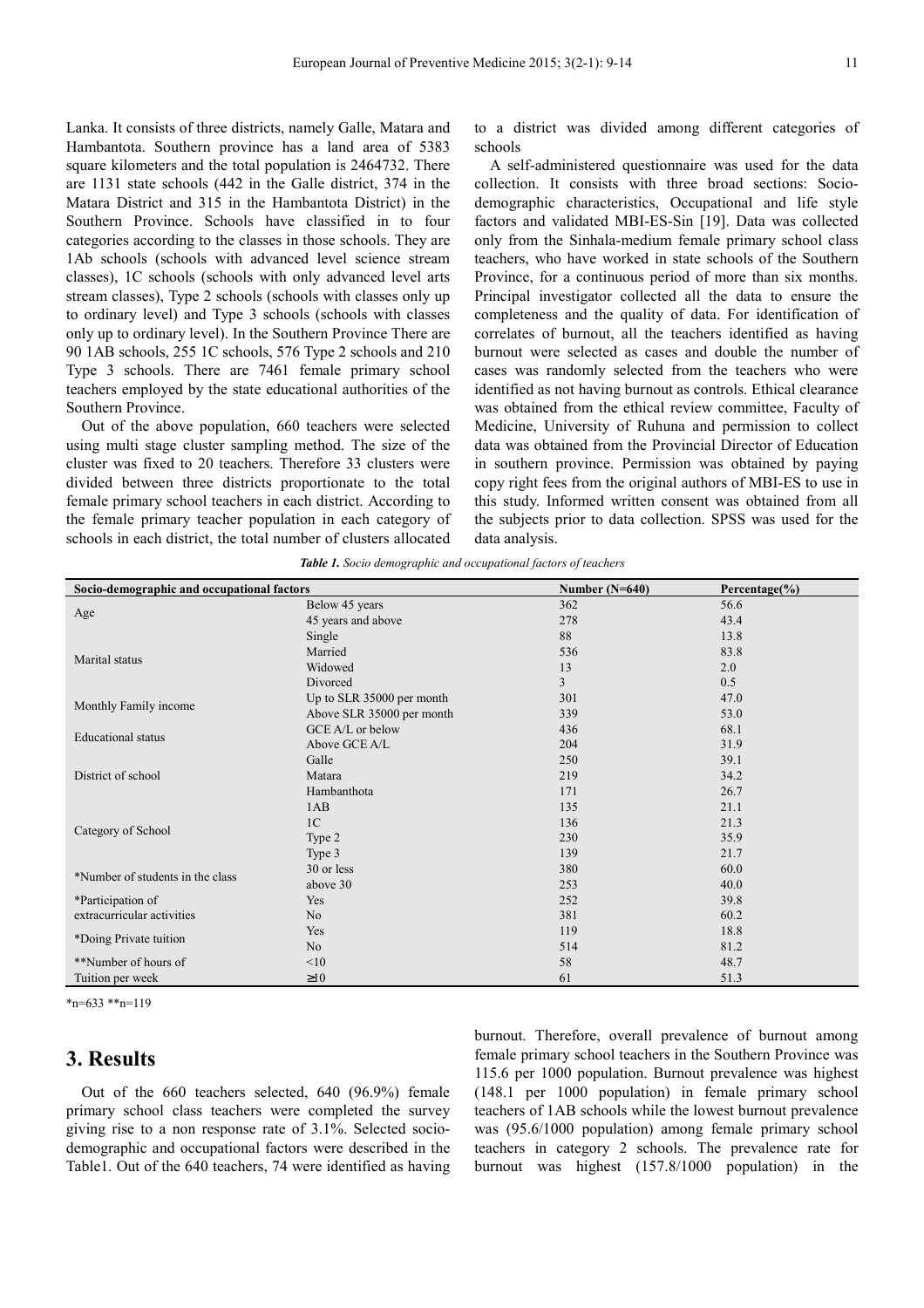Lanka. It consists of three districts, namely Galle, Matara and Hambantota. Southern province has a land area of 5383 square kilometers and the total population is 2464732. There are 1131 state schools (442 in the Galle district, 374 in the Matara District and 315 in the Hambantota District) in the Southern Province. Schools have classified in to four categories according to the classes in those schools. They are 1Ab schools (schools with advanced level science stream classes), 1C schools (schools with only advanced level arts stream classes), Type 2 schools (schools with classes only up to ordinary level) and Type 3 schools (schools with classes only up to ordinary level). In the Southern Province There are 90 1AB schools, 255 1C schools, 576 Type 2 schools and 210 Type 3 schools. There are 7461 female primary school teachers employed by the state educational authorities of the Southern Province.

Out of the above population, 660 teachers were selected using multi stage cluster sampling method. The size of the cluster was fixed to 20 teachers. Therefore 33 clusters were divided between three districts proportionate to the total female primary school teachers in each district. According to the female primary teacher population in each category of schools in each district, the total number of clusters allocated to a district was divided among different categories of schools

A self-administered questionnaire was used for the data collection. It consists with three broad sections: Socio-demographic characteristics, Occupational and life style factors and validated MBI-ES-Sin [19]. Data was collected only from the Sinhala-medium female primary school class teachers, who have worked in state schools of the Southern Province, for a continuous period of more than six months. Principal investigator collected all the data to ensure the completeness and the quality of data. For identification of correlates of burnout, all the teachers identified as having burnout were selected as cases and double the number of cases was randomly selected from the teachers who were identified as not having burnout as controls. Ethical clearance was obtained from the ethical review committee, Faculty of Medicine, University of Ruhuna and permission to collect data was obtained from the Provincial Director of Education in southern province. Permission was obtained by paying copy right fees from the original authors of MBI-ES to use in this study. Informed written consent was obtained from all the subjects prior to data collection. SPSS was used for the data analysis.

***Table 1.*** *Socio demographic and occupational factors of teachers*

| Socio-demographic and occupational factors | | Number (N=640) | Percentage(%) |
|---|---|---|---|
| Age | Below 45 years | 362 | 56.6 |
| | 45 years and above | 278 | 43.4 |
| Marital status | Single | 88 | 13.8 |
| | Married | 536 | 83.8 |
| | Widowed | 13 | 2.0 |
| | Divorced | 3 | 0.5 |
| Monthly Family income | Up to SLR 35000 per month | 301 | 47.0 |
| | Above SLR 35000 per month | 339 | 53.0 |
| Educational status | GCE A/L or below | 436 | 68.1 |
| | Above GCE A/L | 204 | 31.9 |
| District of school | Galle | 250 | 39.1 |
| | Matara | 219 | 34.2 |
| | Hambanthota | 171 | 26.7 |
| Category of School | 1AB | 135 | 21.1 |
| | 1C | 136 | 21.3 |
| | Type 2 | 230 | 35.9 |
| | Type 3 | 139 | 21.7 |
| *Number of students in the class | 30 or less | 380 | 60.0 |
| | above 30 | 253 | 40.0 |
| *Participation of extracurricular activities | Yes | 252 | 39.8 |
| | No | 381 | 60.2 |
| *Doing Private tuition | Yes | 119 | 18.8 |
| | No | 514 | 81.2 |
| **Number of hours of Tuition per week | <10 | 58 | 48.7 |
| | ≥10 | 61 | 51.3 |

*n=633 **n=119

## 3. Results

Out of the 660 teachers selected, 640 (96.9%) female primary school class teachers were completed the survey giving rise to a non response rate of 3.1%. Selected socio-demographic and occupational factors were described in the Table1. Out of the 640 teachers, 74 were identified as having burnout. Therefore, overall prevalence of burnout among female primary school teachers in the Southern Province was 115.6 per 1000 population. Burnout prevalence was highest (148.1 per 1000 population) in female primary school teachers of 1AB schools while the lowest burnout prevalence was (95.6/1000 population) among female primary school teachers in category 2 schools. The prevalence rate for burnout was highest (157.8/1000 population) in the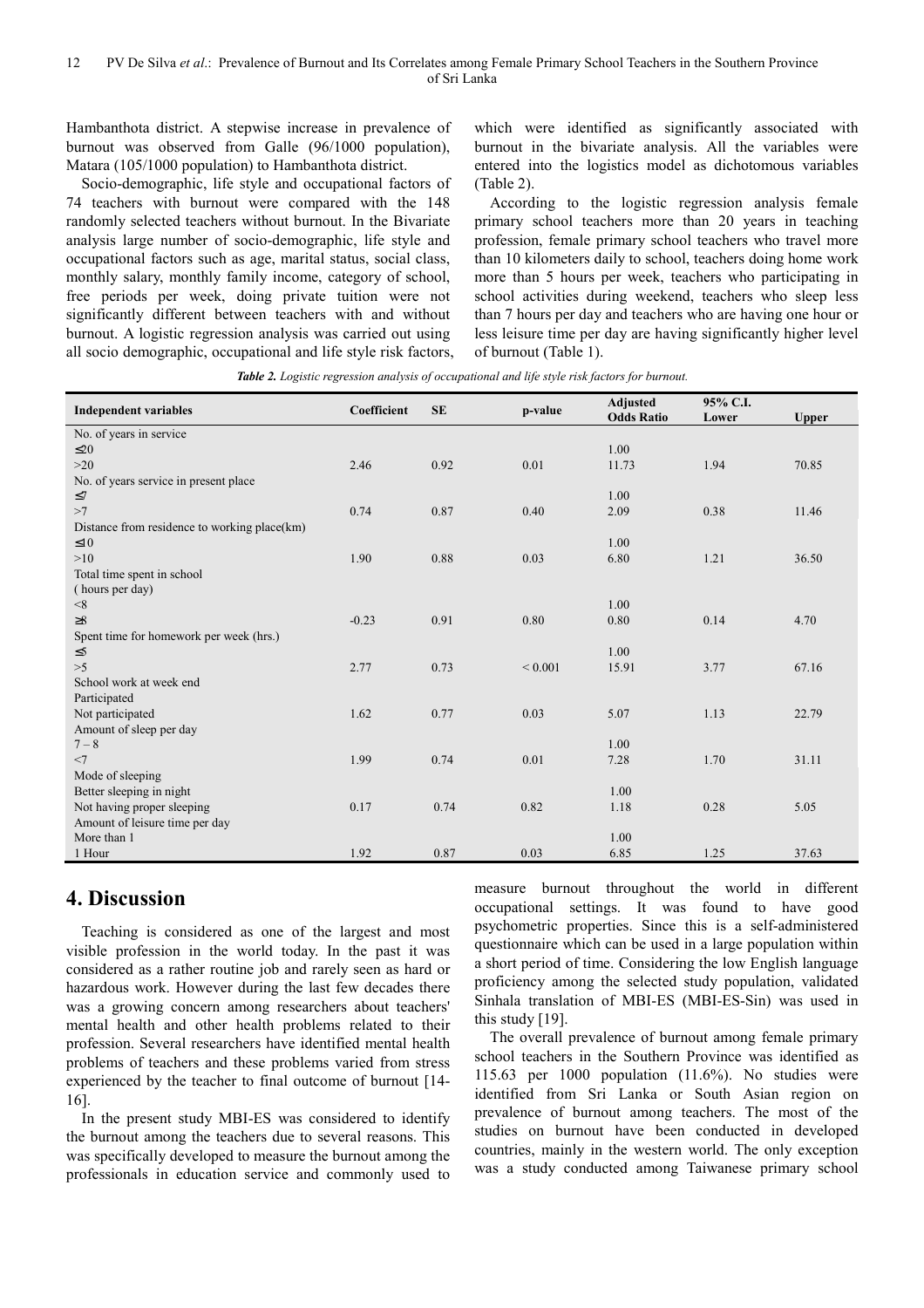Hambanthota district. A stepwise increase in prevalence of burnout was observed from Galle (96/1000 population), Matara (105/1000 population) to Hambanthota district.

Socio-demographic, life style and occupational factors of 74 teachers with burnout were compared with the 148 randomly selected teachers without burnout. In the Bivariate analysis large number of socio-demographic, life style and occupational factors such as age, marital status, social class, monthly salary, monthly family income, category of school, free periods per week, doing private tuition were not significantly different between teachers with and without burnout. A logistic regression analysis was carried out using all socio demographic, occupational and life style risk factors, which were identified as significantly associated with burnout in the bivariate analysis. All the variables were entered into the logistics model as dichotomous variables (Table 2).

According to the logistic regression analysis female primary school teachers more than 20 years in teaching profession, female primary school teachers who travel more than 10 kilometers daily to school, teachers doing home work more than 5 hours per week, teachers who participating in school activities during weekend, teachers who sleep less than 7 hours per day and teachers who are having one hour or less leisure time per day are having significantly higher level of burnout (Table 1).

***Table 2.*** *Logistic regression analysis of occupational and life style risk factors for burnout.*

| Independent variables | Coefficient | SE | p-value | Adjusted Odds Ratio | 95% C.I. Lower | Upper |
|---|---|---|---|---|---|---|
| No. of years in service | | | | | | |
| ≤20 | | | | 1.00 | | |
| >20 | 2.46 | 0.92 | 0.01 | 11.73 | 1.94 | 70.85 |
| No. of years service in present place | | | | | | |
| ≤7 | | | | 1.00 | | |
| >7 | 0.74 | 0.87 | 0.40 | 2.09 | 0.38 | 11.46 |
| Distance from residence to working place(km) | | | | | | |
| ≤10 | | | | 1.00 | | |
| >10 | 1.90 | 0.88 | 0.03 | 6.80 | 1.21 | 36.50 |
| Total time spent in school ( hours per day) | | | | | | |
| <8 | | | | 1.00 | | |
| ≥8 | -0.23 | 0.91 | 0.80 | 0.80 | 0.14 | 4.70 |
| Spent time for homework per week (hrs.) | | | | | | |
| ≤5 | | | | 1.00 | | |
| >5 | 2.77 | 0.73 | < 0.001 | 15.91 | 3.77 | 67.16 |
| School work at week end | | | | | | |
| Participated | | | | | | |
| Not participated | 1.62 | 0.77 | 0.03 | 5.07 | 1.13 | 22.79 |
| Amount of sleep per day | | | | | | |
| 7 – 8 | | | | 1.00 | | |
| <7 | 1.99 | 0.74 | 0.01 | 7.28 | 1.70 | 31.11 |
| Mode of sleeping | | | | | | |
| Better sleeping in night | | | | 1.00 | | |
| Not having proper sleeping | 0.17 | 0.74 | 0.82 | 1.18 | 0.28 | 5.05 |
| Amount of leisure time per day | | | | | | |
| More than 1 | | | | 1.00 | | |
| 1 Hour | 1.92 | 0.87 | 0.03 | 6.85 | 1.25 | 37.63 |

## 4. Discussion

Teaching is considered as one of the largest and most visible profession in the world today. In the past it was considered as a rather routine job and rarely seen as hard or hazardous work. However during the last few decades there was a growing concern among researchers about teachers' mental health and other health problems related to their profession. Several researchers have identified mental health problems of teachers and these problems varied from stress experienced by the teacher to final outcome of burnout [14-16].

In the present study MBI-ES was considered to identify the burnout among the teachers due to several reasons. This was specifically developed to measure the burnout among the professionals in education service and commonly used to measure burnout throughout the world in different occupational settings. It was found to have good psychometric properties. Since this is a self-administered questionnaire which can be used in a large population within a short period of time. Considering the low English language proficiency among the selected study population, validated Sinhala translation of MBI-ES (MBI-ES-Sin) was used in this study [19].

The overall prevalence of burnout among female primary school teachers in the Southern Province was identified as 115.63 per 1000 population (11.6%). No studies were identified from Sri Lanka or South Asian region on prevalence of burnout among teachers. The most of the studies on burnout have been conducted in developed countries, mainly in the western world. The only exception was a study conducted among Taiwanese primary school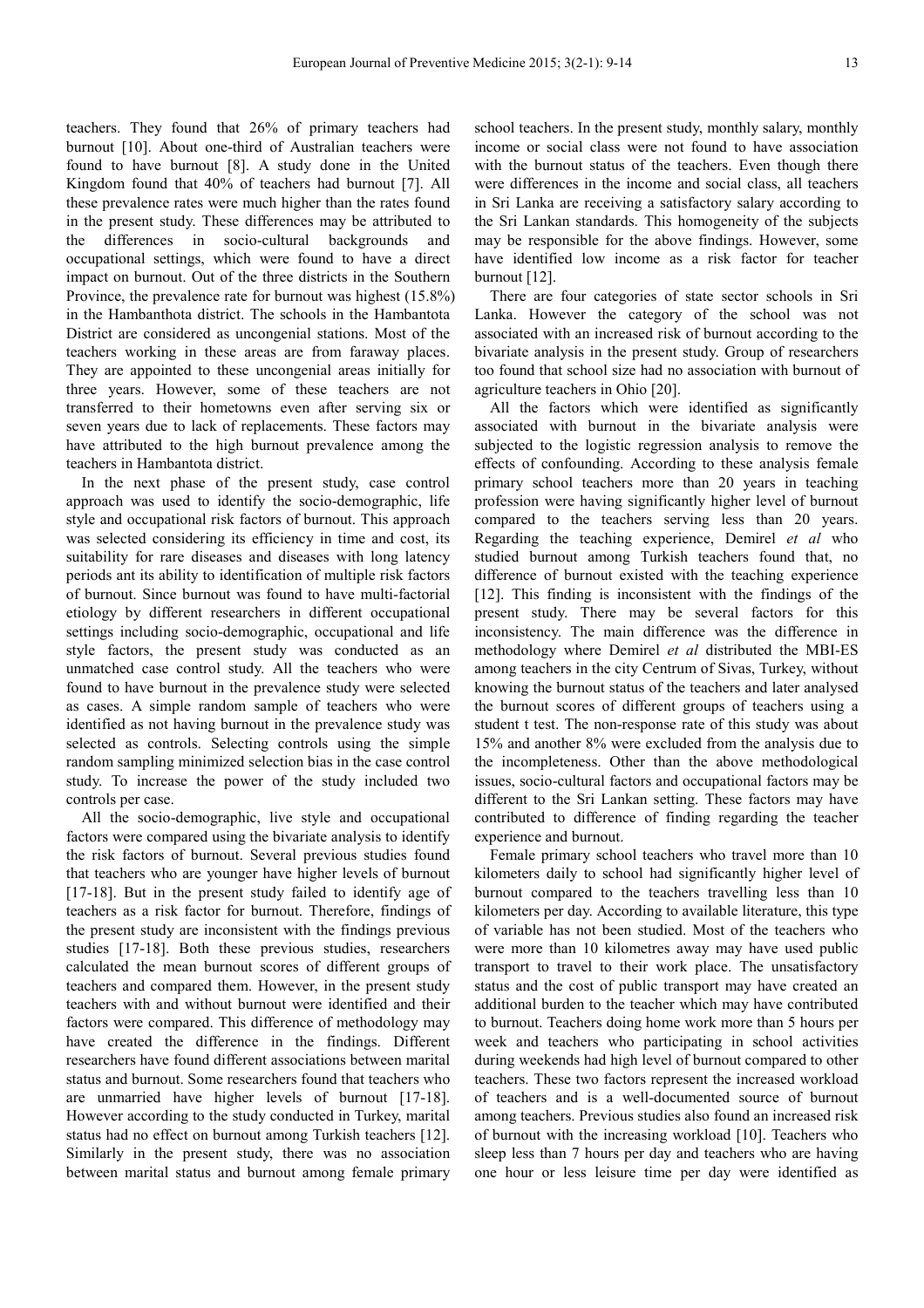teachers. They found that 26% of primary teachers had burnout [10]. About one-third of Australian teachers were found to have burnout [8]. A study done in the United Kingdom found that 40% of teachers had burnout [7]. All these prevalence rates were much higher than the rates found in the present study. These differences may be attributed to the differences in socio-cultural backgrounds and occupational settings, which were found to have a direct impact on burnout. Out of the three districts in the Southern Province, the prevalence rate for burnout was highest (15.8%) in the Hambanthota district. The schools in the Hambantota District are considered as uncongenial stations. Most of the teachers working in these areas are from faraway places. They are appointed to these uncongenial areas initially for three years. However, some of these teachers are not transferred to their hometowns even after serving six or seven years due to lack of replacements. These factors may have attributed to the high burnout prevalence among the teachers in Hambantota district.

In the next phase of the present study, case control approach was used to identify the socio-demographic, life style and occupational risk factors of burnout. This approach was selected considering its efficiency in time and cost, its suitability for rare diseases and diseases with long latency periods ant its ability to identification of multiple risk factors of burnout. Since burnout was found to have multi-factorial etiology by different researchers in different occupational settings including socio-demographic, occupational and life style factors, the present study was conducted as an unmatched case control study. All the teachers who were found to have burnout in the prevalence study were selected as cases. A simple random sample of teachers who were identified as not having burnout in the prevalence study was selected as controls. Selecting controls using the simple random sampling minimized selection bias in the case control study. To increase the power of the study included two controls per case.

All the socio-demographic, live style and occupational factors were compared using the bivariate analysis to identify the risk factors of burnout. Several previous studies found that teachers who are younger have higher levels of burnout [17-18]. But in the present study failed to identify age of teachers as a risk factor for burnout. Therefore, findings of the present study are inconsistent with the findings previous studies [17-18]. Both these previous studies, researchers calculated the mean burnout scores of different groups of teachers and compared them. However, in the present study teachers with and without burnout were identified and their factors were compared. This difference of methodology may have created the difference in the findings. Different researchers have found different associations between marital status and burnout. Some researchers found that teachers who are unmarried have higher levels of burnout [17-18]. However according to the study conducted in Turkey, marital status had no effect on burnout among Turkish teachers [12]. Similarly in the present study, there was no association between marital status and burnout among female primary school teachers. In the present study, monthly salary, monthly income or social class were not found to have association with the burnout status of the teachers. Even though there were differences in the income and social class, all teachers in Sri Lanka are receiving a satisfactory salary according to the Sri Lankan standards. This homogeneity of the subjects may be responsible for the above findings. However, some have identified low income as a risk factor for teacher burnout [12].

There are four categories of state sector schools in Sri Lanka. However the category of the school was not associated with an increased risk of burnout according to the bivariate analysis in the present study. Group of researchers too found that school size had no association with burnout of agriculture teachers in Ohio [20].

All the factors which were identified as significantly associated with burnout in the bivariate analysis were subjected to the logistic regression analysis to remove the effects of confounding. According to these analysis female primary school teachers more than 20 years in teaching profession were having significantly higher level of burnout compared to the teachers serving less than 20 years. Regarding the teaching experience, Demirel *et al* who studied burnout among Turkish teachers found that, no difference of burnout existed with the teaching experience [12]. This finding is inconsistent with the findings of the present study. There may be several factors for this inconsistency. The main difference was the difference in methodology where Demirel *et al* distributed the MBI-ES among teachers in the city Centrum of Sivas, Turkey, without knowing the burnout status of the teachers and later analysed the burnout scores of different groups of teachers using a student t test. The non-response rate of this study was about 15% and another 8% were excluded from the analysis due to the incompleteness. Other than the above methodological issues, socio-cultural factors and occupational factors may be different to the Sri Lankan setting. These factors may have contributed to difference of finding regarding the teacher experience and burnout.

Female primary school teachers who travel more than 10 kilometers daily to school had significantly higher level of burnout compared to the teachers travelling less than 10 kilometers per day. According to available literature, this type of variable has not been studied. Most of the teachers who were more than 10 kilometres away may have used public transport to travel to their work place. The unsatisfactory status and the cost of public transport may have created an additional burden to the teacher which may have contributed to burnout. Teachers doing home work more than 5 hours per week and teachers who participating in school activities during weekends had high level of burnout compared to other teachers. These two factors represent the increased workload of teachers and is a well-documented source of burnout among teachers. Previous studies also found an increased risk of burnout with the increasing workload [10]. Teachers who sleep less than 7 hours per day and teachers who are having one hour or less leisure time per day were identified as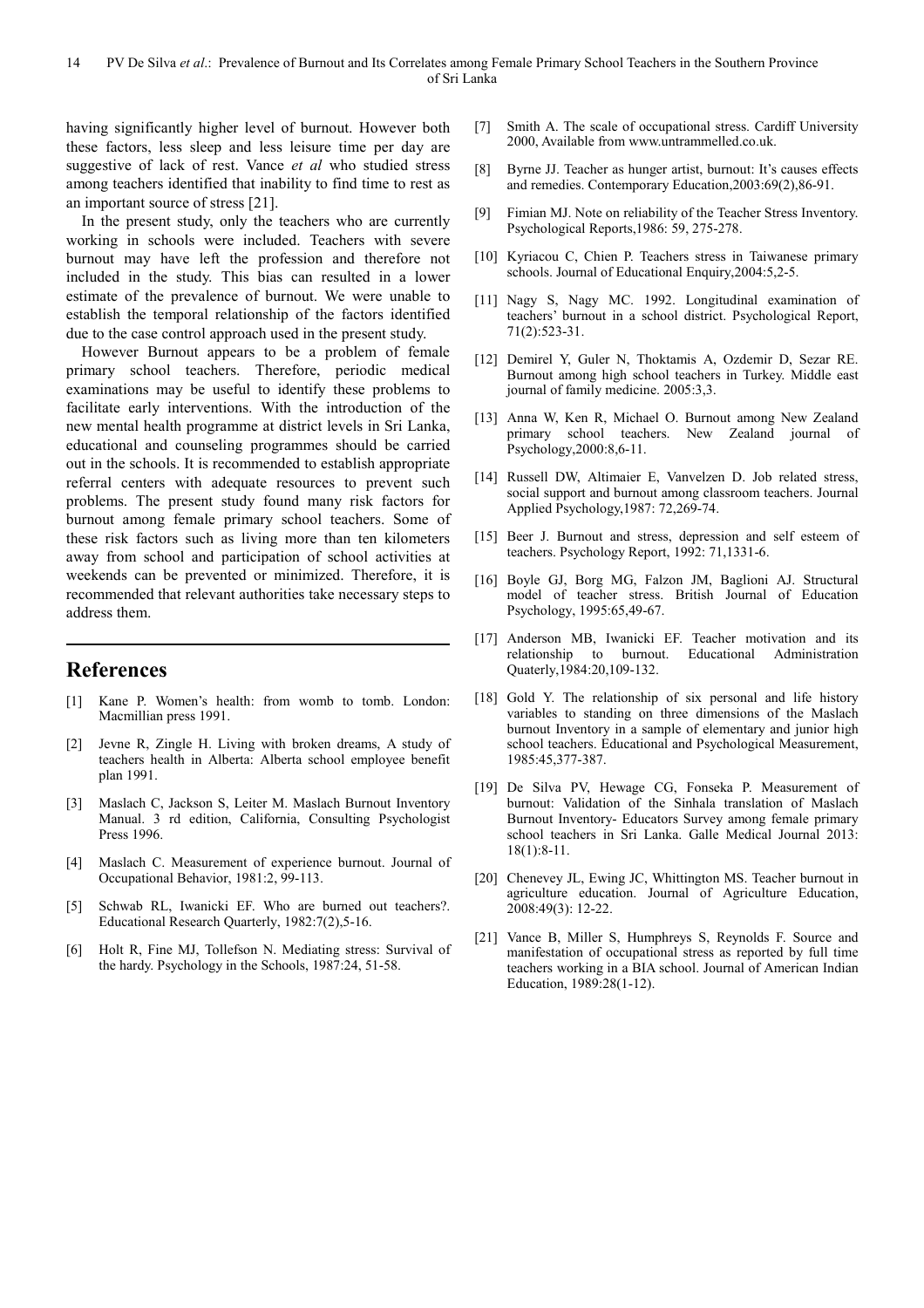having significantly higher level of burnout. However both these factors, less sleep and less leisure time per day are suggestive of lack of rest. Vance *et al* who studied stress among teachers identified that inability to find time to rest as an important source of stress [21].

In the present study, only the teachers who are currently working in schools were included. Teachers with severe burnout may have left the profession and therefore not included in the study. This bias can resulted in a lower estimate of the prevalence of burnout. We were unable to establish the temporal relationship of the factors identified due to the case control approach used in the present study.

However Burnout appears to be a problem of female primary school teachers. Therefore, periodic medical examinations may be useful to identify these problems to facilitate early interventions. With the introduction of the new mental health programme at district levels in Sri Lanka, educational and counseling programmes should be carried out in the schools. It is recommended to establish appropriate referral centers with adequate resources to prevent such problems. The present study found many risk factors for burnout among female primary school teachers. Some of these risk factors such as living more than ten kilometers away from school and participation of school activities at weekends can be prevented or minimized. Therefore, it is recommended that relevant authorities take necessary steps to address them.

## References

[1] Kane P. Women's health: from womb to tomb. London: Macmillian press 1991.

[2] Jevne R, Zingle H. Living with broken dreams, A study of teachers health in Alberta: Alberta school employee benefit plan 1991.

[3] Maslach C, Jackson S, Leiter M. Maslach Burnout Inventory Manual. 3 rd edition, California, Consulting Psychologist Press 1996.

[4] Maslach C. Measurement of experience burnout. Journal of Occupational Behavior, 1981:2, 99-113.

[5] Schwab RL, Iwanicki EF. Who are burned out teachers?. Educational Research Quarterly, 1982:7(2),5-16.

[6] Holt R, Fine MJ, Tollefson N. Mediating stress: Survival of the hardy. Psychology in the Schools, 1987:24, 51-58.

[7] Smith A. The scale of occupational stress. Cardiff University 2000, Available from www.untrammelled.co.uk.

[8] Byrne JJ. Teacher as hunger artist, burnout: It's causes effects and remedies. Contemporary Education,2003:69(2),86-91.

[9] Fimian MJ. Note on reliability of the Teacher Stress Inventory. Psychological Reports,1986: 59, 275-278.

[10] Kyriacou C, Chien P. Teachers stress in Taiwanese primary schools. Journal of Educational Enquiry,2004:5,2-5.

[11] Nagy S, Nagy MC. 1992. Longitudinal examination of teachers' burnout in a school district. Psychological Report, 71(2):523-31.

[12] Demirel Y, Guler N, Thoktamis A, Ozdemir D, Sezar RE. Burnout among high school teachers in Turkey. Middle east journal of family medicine. 2005:3,3.

[13] Anna W, Ken R, Michael O. Burnout among New Zealand primary school teachers. New Zealand journal of Psychology,2000:8,6-11.

[14] Russell DW, Altimaier E, Vanvelzen D. Job related stress, social support and burnout among classroom teachers. Journal Applied Psychology,1987: 72,269-74.

[15] Beer J. Burnout and stress, depression and self esteem of teachers. Psychology Report, 1992: 71,1331-6.

[16] Boyle GJ, Borg MG, Falzon JM, Baglioni AJ. Structural model of teacher stress. British Journal of Education Psychology, 1995:65,49-67.

[17] Anderson MB, Iwanicki EF. Teacher motivation and its relationship to burnout. Educational Administration Quaterly,1984:20,109-132.

[18] Gold Y. The relationship of six personal and life history variables to standing on three dimensions of the Maslach burnout Inventory in a sample of elementary and junior high school teachers. Educational and Psychological Measurement, 1985:45,377-387.

[19] De Silva PV, Hewage CG, Fonseka P. Measurement of burnout: Validation of the Sinhala translation of Maslach Burnout Inventory- Educators Survey among female primary school teachers in Sri Lanka. Galle Medical Journal 2013: 18(1):8-11.

[20] Chenevey JL, Ewing JC, Whittington MS. Teacher burnout in agriculture education. Journal of Agriculture Education, 2008:49(3): 12-22.

[21] Vance B, Miller S, Humphreys S, Reynolds F. Source and manifestation of occupational stress as reported by full time teachers working in a BIA school. Journal of American Indian Education, 1989:28(1-12).